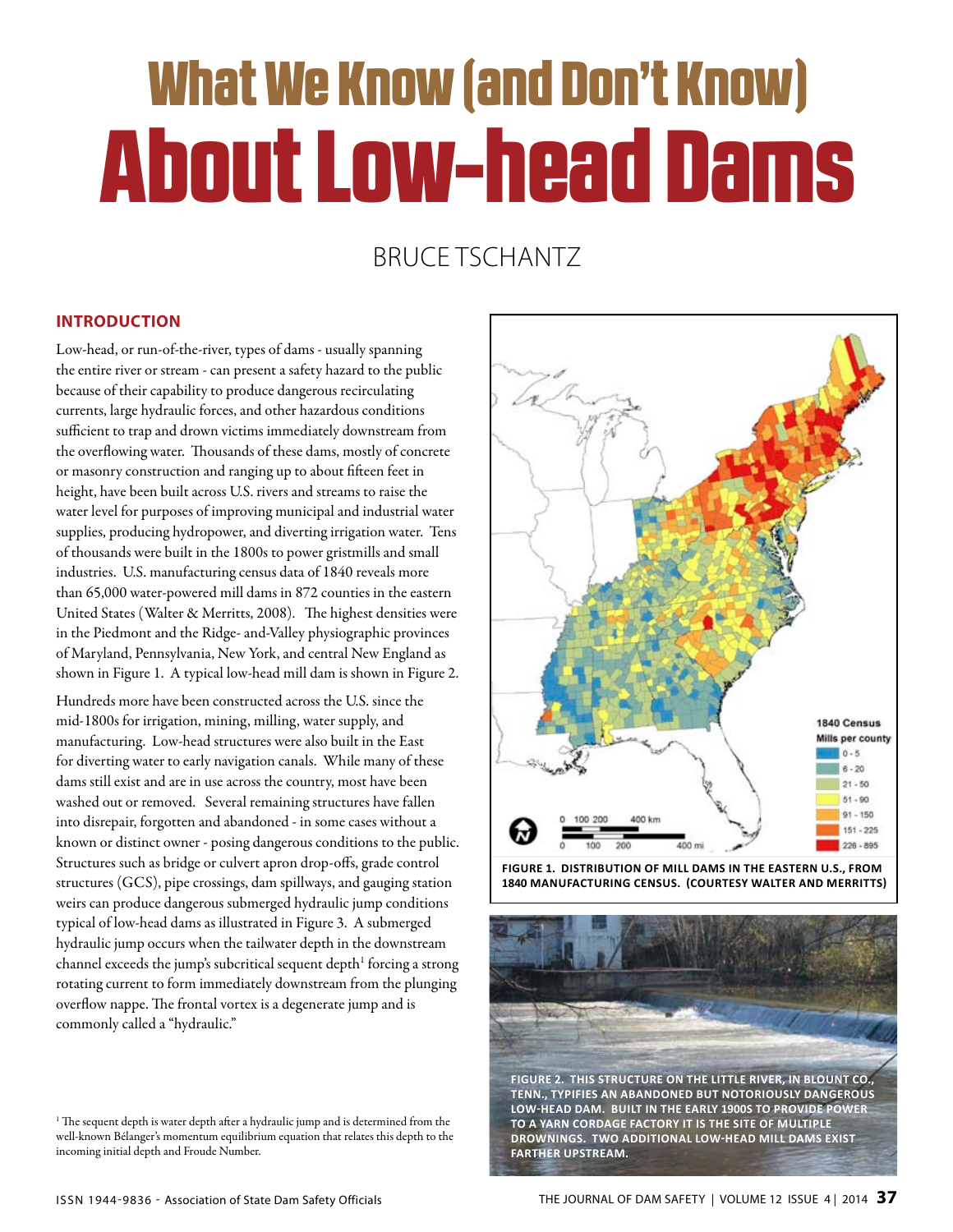# What We Know (and Don't Know) About Low-head Dams

BRUCE TSCHANTZ

## INTRODUCTION

Low-head, or run-of-the-river, types of dams - usually spanning the entire river or stream - can present a safety hazard to the public because of their capability to produce dangerous recirculating currents, large hydraulic forces, and other hazardous conditions sufficient to trap and drown victims immediately downstream from the overflowing water. Thousands of these dams, mostly of concrete or masonry construction and ranging up to about fifteen feet in height, have been built across U.S. rivers and streams to raise the water level for purposes of improving municipal and industrial water supplies, producing hydropower, and diverting irrigation water. Tens of thousands were built in the 1800s to power gristmills and small industries. U.S. manufacturing census data of 1840 reveals more than 65,000 water-powered mill dams in 872 counties in the eastern United States (Walter & Merritts, 2008). The highest densities were in the Piedmont and the Ridge- and-Valley physiographic provinces of Maryland, Pennsylvania, New York, and central New England as shown in Figure 1. A typical low-head mill dam is shown in Figure 2.

Hundreds more have been constructed across the U.S. since the mid-1800s for irrigation, mining, milling, water supply, and manufacturing. Low-head structures were also built in the East for diverting water to early navigation canals. While many of these dams still exist and are in use across the country, most have been washed out or removed. Several remaining structures have fallen into disrepair, forgotten and abandoned - in some cases without a known or distinct owner - posing dangerous conditions to the public. Structures such as bridge or culvert apron drop-offs, grade control structures (GCS), pipe crossings, dam spillways, and gauging station weirs can produce dangerous submerged hydraulic jump conditions typical of low-head dams as illustrated in Figure 3. A submerged hydraulic jump occurs when the tailwater depth in the downstream channel exceeds the jump's subcritical sequent depth[1] forcing a strong rotating current to form immediately downstream from the plunging overflow nappe. The frontal vortex is a degenerate jump and is commonly called a "hydraulic."

FIGURE 1. DISTRIBUTION OF MILL DAMS IN THE EASTERN U.S., FROM 1840 MANUFACTURING CENSUS. (COURTESY WALTER AND MERRITTS)

FIGURE 2. THIS STRUCTURE ON THE LITTLE RIVER, IN BLOUNT CO., TENN., TYPIFIES AN ABANDONED BUT NOTORIOUSLY DANGEROUS LOW-HEAD DAM. BUILT IN THE EARLY 1900S TO PROVIDE POWER TO A YARN CORDAGE FACTORY IT IS THE SITE OF MULTIPLE DROWNINGS. TWO ADDITIONAL LOW-HEAD MILL DAMS EXIST FARTHER UPSTREAM.

[1] The sequent depth is water depth after a hydraulic jump and is determined from the well-known Bélanger's momentum equilibrium equation that relates this depth to the incoming initial depth and Froude Number.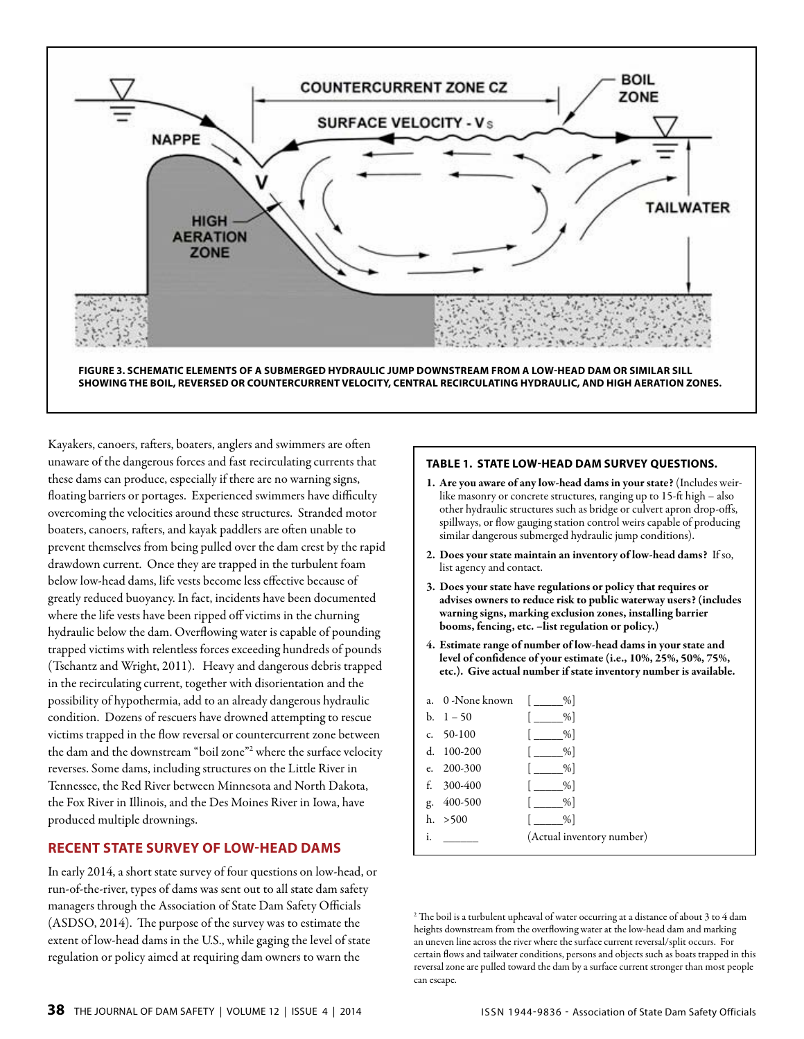FIGURE 3. SCHEMATIC ELEMENTS OF A SUBMERGED HYDRAULIC JUMP DOWNSTREAM FROM A LOW-HEAD DAM OR SIMILAR SILL SHOWING THE BOIL, REVERSED OR COUNTERCURRENT VELOCITY, CENTRAL RECIRCULATING HYDRAULIC, AND HIGH AERATION ZONES.

Kayakers, canoers, rafters, boaters, anglers and swimmers are often unaware of the dangerous forces and fast recirculating currents that these dams can produce, especially if there are no warning signs, floating barriers or portages. Experienced swimmers have difficulty overcoming the velocities around these structures. Stranded motor boaters, canoers, rafters, and kayak paddlers are often unable to prevent themselves from being pulled over the dam crest by the rapid drawdown current. Once they are trapped in the turbulent foam below low-head dams, life vests become less effective because of greatly reduced buoyancy. In fact, incidents have been documented where the life vests have been ripped off victims in the churning hydraulic below the dam. Overflowing water is capable of pounding trapped victims with relentless forces exceeding hundreds of pounds (Tschantz and Wright, 2011). Heavy and dangerous debris trapped in the recirculating current, together with disorientation and the possibility of hypothermia, add to an already dangerous hydraulic condition. Dozens of rescuers have drowned attempting to rescue victims trapped in the flow reversal or countercurrent zone between the dam and the downstream "boil zone"[2] where the surface velocity reverses. Some dams, including structures on the Little River in Tennessee, the Red River between Minnesota and North Dakota, the Fox River in Illinois, and the Des Moines River in Iowa, have produced multiple drownings.

## RECENT STATE SURVEY OF LOW-HEAD DAMS

In early 2014, a short state survey of four questions on low-head, or run-of-the-river, types of dams was sent out to all state dam safety managers through the Association of State Dam Safety Officials (ASDSO, 2014). The purpose of the survey was to estimate the extent of low-head dams in the U.S., while gaging the level of state regulation or policy aimed at requiring dam owners to warn the

**TABLE 1. STATE LOW-HEAD DAM SURVEY QUESTIONS.**

1. **Are you aware of any low-head dams in your state?** (Includes weir-like masonry or concrete structures, ranging up to 15-ft high – also other hydraulic structures such as bridge or culvert apron drop-offs, spillways, or flow gauging station control weirs capable of producing similar dangerous submerged hydraulic jump conditions).
2. **Does your state maintain an inventory of low-head dams?** If so, list agency and contact.
3. **Does your state have regulations or policy that requires or advises owners to reduce risk to public waterway users? (includes warning signs, marking exclusion zones, installing barrier booms, fencing, etc. –list regulation or policy.)**
4. **Estimate range of number of low-head dams in your state and level of confidence of your estimate (i.e., 10%, 25%, 50%, 75%, etc.). Give actual number if state inventory number is available.**

a. 0 -None known [ _____%]
b. 1 – 50 [ _____%]
c. 50-100 [ _____%]
d. 100-200 [ _____%]
e. 200-300 [ _____%]
f. 300-400 [ _____%]
g. 400-500 [ _____%]
h. >500 [ _____%]
i. ______ (Actual inventory number)

[2] The boil is a turbulent upheaval of water occurring at a distance of about 3 to 4 dam heights downstream from the overflowing water at the low-head dam and marking an uneven line across the river where the surface current reversal/split occurs. For certain flows and tailwater conditions, persons and objects such as boats trapped in this reversal zone are pulled toward the dam by a surface current stronger than most people can escape.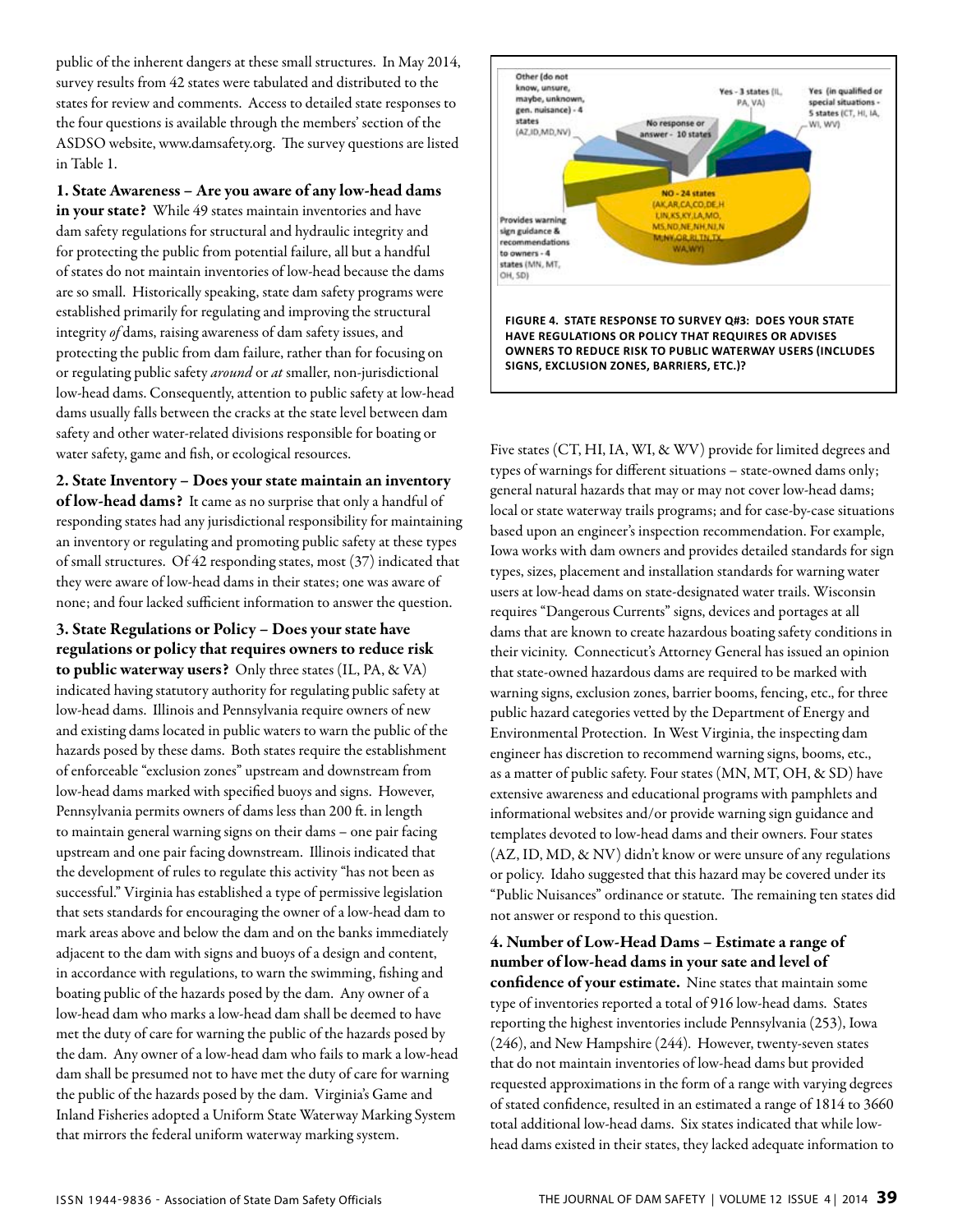public of the inherent dangers at these small structures. In May 2014, survey results from 42 states were tabulated and distributed to the states for review and comments. Access to detailed state responses to the four questions is available through the members' section of the ASDSO website, www.damsafety.org. The survey questions are listed in Table 1.

**1. State Awareness – Are you aware of any low-head dams in your state?** While 49 states maintain inventories and have dam safety regulations for structural and hydraulic integrity and for protecting the public from potential failure, all but a handful of states do not maintain inventories of low-head because the dams are so small. Historically speaking, state dam safety programs were established primarily for regulating and improving the structural integrity *of* dams, raising awareness of dam safety issues, and protecting the public from dam failure, rather than for focusing on or regulating public safety *around* or *at* smaller, non-jurisdictional low-head dams. Consequently, attention to public safety at low-head dams usually falls between the cracks at the state level between dam safety and other water-related divisions responsible for boating or water safety, game and fish, or ecological resources.

**2. State Inventory – Does your state maintain an inventory of low-head dams?** It came as no surprise that only a handful of responding states had any jurisdictional responsibility for maintaining an inventory or regulating and promoting public safety at these types of small structures. Of 42 responding states, most (37) indicated that they were aware of low-head dams in their states; one was aware of none; and four lacked sufficient information to answer the question.

**3. State Regulations or Policy – Does your state have regulations or policy that requires owners to reduce risk to public waterway users?** Only three states (IL, PA, & VA) indicated having statutory authority for regulating public safety at low-head dams. Illinois and Pennsylvania require owners of new and existing dams located in public waters to warn the public of the hazards posed by these dams. Both states require the establishment of enforceable "exclusion zones" upstream and downstream from low-head dams marked with specified buoys and signs. However, Pennsylvania permits owners of dams less than 200 ft. in length to maintain general warning signs on their dams – one pair facing upstream and one pair facing downstream. Illinois indicated that the development of rules to regulate this activity "has not been as successful." Virginia has established a type of permissive legislation that sets standards for encouraging the owner of a low-head dam to mark areas above and below the dam and on the banks immediately adjacent to the dam with signs and buoys of a design and content, in accordance with regulations, to warn the swimming, fishing and boating public of the hazards posed by the dam. Any owner of a low-head dam who marks a low-head dam shall be deemed to have met the duty of care for warning the public of the hazards posed by the dam. Any owner of a low-head dam who fails to mark a low-head dam shall be presumed not to have met the duty of care for warning the public of the hazards posed by the dam. Virginia's Game and Inland Fisheries adopted a Uniform State Waterway Marking System that mirrors the federal uniform waterway marking system.

**FIGURE 4. STATE RESPONSE TO SURVEY Q#3: DOES YOUR STATE HAVE REGULATIONS OR POLICY THAT REQUIRES OR ADVISES OWNERS TO REDUCE RISK TO PUBLIC WATERWAY USERS (INCLUDES SIGNS, EXCLUSION ZONES, BARRIERS, ETC.)?**

Five states (CT, HI, IA, WI, & WV) provide for limited degrees and types of warnings for different situations – state-owned dams only; general natural hazards that may or may not cover low-head dams; local or state waterway trails programs; and for case-by-case situations based upon an engineer's inspection recommendation. For example, Iowa works with dam owners and provides detailed standards for sign types, sizes, placement and installation standards for warning water users at low-head dams on state-designated water trails. Wisconsin requires "Dangerous Currents" signs, devices and portages at all dams that are known to create hazardous boating safety conditions in their vicinity. Connecticut's Attorney General has issued an opinion that state-owned hazardous dams are required to be marked with warning signs, exclusion zones, barrier booms, fencing, etc., for three public hazard categories vetted by the Department of Energy and Environmental Protection. In West Virginia, the inspecting dam engineer has discretion to recommend warning signs, booms, etc., as a matter of public safety. Four states (MN, MT, OH, & SD) have extensive awareness and educational programs with pamphlets and informational websites and/or provide warning sign guidance and templates devoted to low-head dams and their owners. Four states (AZ, ID, MD, & NV) didn't know or were unsure of any regulations or policy. Idaho suggested that this hazard may be covered under its "Public Nuisances" ordinance or statute. The remaining ten states did not answer or respond to this question.

**4. Number of Low-Head Dams – Estimate a range of number of low-head dams in your sate and level of confidence of your estimate.** Nine states that maintain some type of inventories reported a total of 916 low-head dams. States reporting the highest inventories include Pennsylvania (253), Iowa (246), and New Hampshire (244). However, twenty-seven states that do not maintain inventories of low-head dams but provided requested approximations in the form of a range with varying degrees of stated confidence, resulted in an estimated a range of 1814 to 3660 total additional low-head dams. Six states indicated that while low-head dams existed in their states, they lacked adequate information to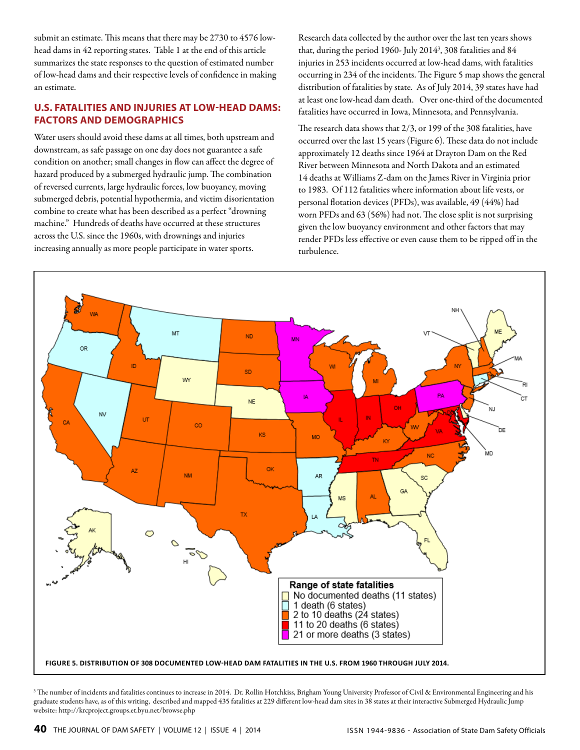submit an estimate. This means that there may be 2730 to 4576 low-head dams in 42 reporting states. Table 1 at the end of this article summarizes the state responses to the question of estimated number of low-head dams and their respective levels of confidence in making an estimate.

## U.S. FATALITIES AND INJURIES AT LOW-HEAD DAMS: FACTORS AND DEMOGRAPHICS

Water users should avoid these dams at all times, both upstream and downstream, as safe passage on one day does not guarantee a safe condition on another; small changes in flow can affect the degree of hazard produced by a submerged hydraulic jump. The combination of reversed currents, large hydraulic forces, low buoyancy, moving submerged debris, potential hypothermia, and victim disorientation combine to create what has been described as a perfect "drowning machine." Hundreds of deaths have occurred at these structures across the U.S. since the 1960s, with drownings and injuries increasing annually as more people participate in water sports.

Research data collected by the author over the last ten years shows that, during the period 1960- July 2014[3], 308 fatalities and 84 injuries in 253 incidents occurred at low-head dams, with fatalities occurring in 234 of the incidents. The Figure 5 map shows the general distribution of fatalities by state. As of July 2014, 39 states have had at least one low-head dam death. Over one-third of the documented fatalities have occurred in Iowa, Minnesota, and Pennsylvania.

The research data shows that 2/3, or 199 of the 308 fatalities, have occurred over the last 15 years (Figure 6). These data do not include approximately 12 deaths since 1964 at Drayton Dam on the Red River between Minnesota and North Dakota and an estimated 14 deaths at Williams Z-dam on the James River in Virginia prior to 1983. Of 112 fatalities where information about life vests, or personal flotation devices (PFDs), was available, 49 (44%) had worn PFDs and 63 (56%) had not. The close split is not surprising given the low buoyancy environment and other factors that may render PFDs less effective or even cause them to be ripped off in the turbulence.

Range of state fatalities
- No documented deaths (11 states)
- 1 death (6 states)
- 2 to 10 deaths (24 states)
- 11 to 20 deaths (6 states)
- 21 or more deaths (3 states)

**FIGURE 5. DISTRIBUTION OF 308 DOCUMENTED LOW-HEAD DAM FATALITIES IN THE U.S. FROM 1960 THROUGH JULY 2014.**

[3] The number of incidents and fatalities continues to increase in 2014. Dr. Rollin Hotchkiss, Brigham Young University Professor of Civil & Environmental Engineering and his graduate students have, as of this writing, described and mapped 435 fatalities at 229 different low-head dam sites in 38 states at their interactive Submerged Hydraulic Jump website: http://krcproject.groups.et.byu.net/browse.php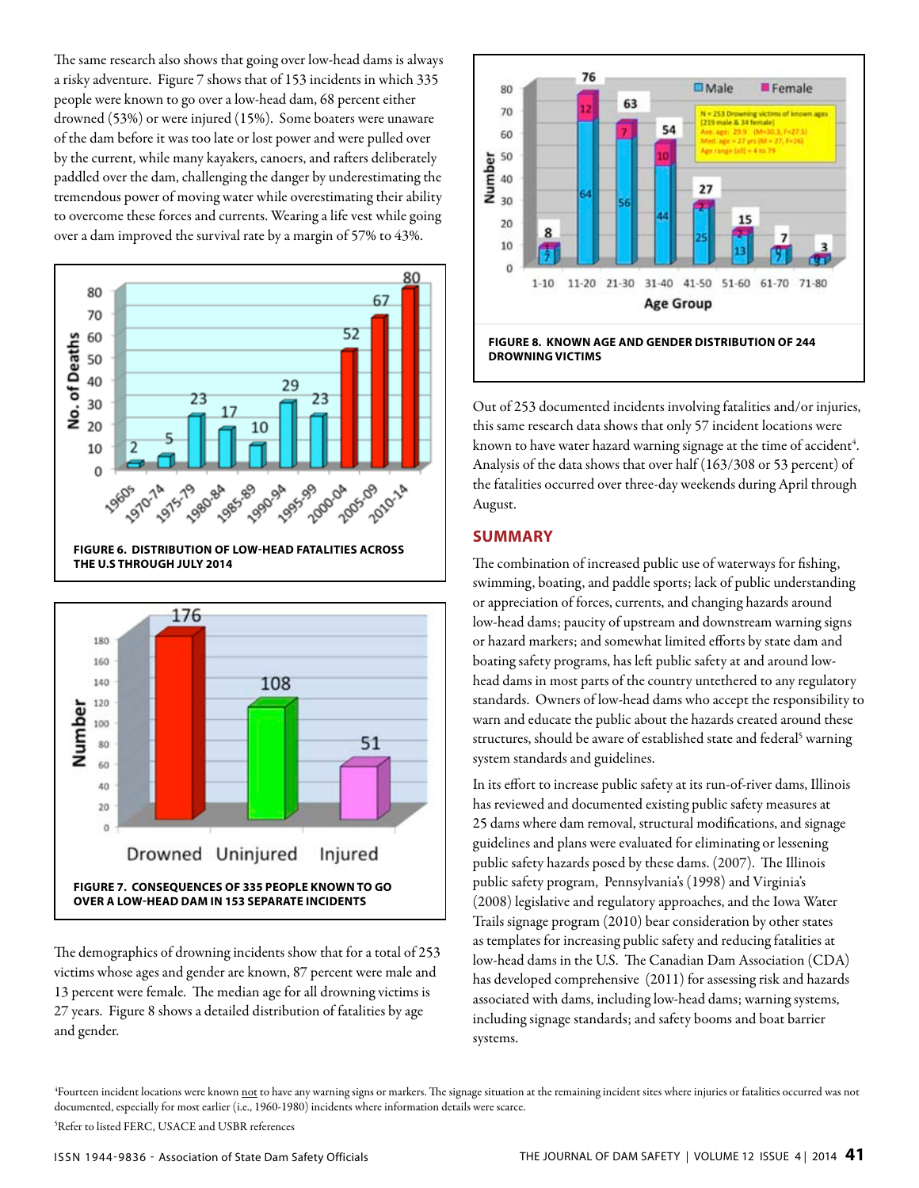The same research also shows that going over low-head dams is always a risky adventure. Figure 7 shows that of 153 incidents in which 335 people were known to go over a low-head dam, 68 percent either drowned (53%) or were injured (15%). Some boaters were unaware of the dam before it was too late or lost power and were pulled over by the current, while many kayakers, canoers, and rafters deliberately paddled over the dam, challenging the danger by underestimating the tremendous power of moving water while overestimating their ability to overcome these forces and currents. Wearing a life vest while going over a dam improved the survival rate by a margin of 57% to 43%.

**FIGURE 6. DISTRIBUTION OF LOW-HEAD FATALITIES ACROSS THE U.S THROUGH JULY 2014**

**FIGURE 7. CONSEQUENCES OF 335 PEOPLE KNOWN TO GO OVER A LOW-HEAD DAM IN 153 SEPARATE INCIDENTS**

The demographics of drowning incidents show that for a total of 253 victims whose ages and gender are known, 87 percent were male and 13 percent were female. The median age for all drowning victims is 27 years. Figure 8 shows a detailed distribution of fatalities by age and gender.

**FIGURE 8. KNOWN AGE AND GENDER DISTRIBUTION OF 244 DROWNING VICTIMS**

Out of 253 documented incidents involving fatalities and/or injuries, this same research data shows that only 57 incident locations were known to have water hazard warning signage at the time of accident[4]. Analysis of the data shows that over half (163/308 or 53 percent) of the fatalities occurred over three-day weekends during April through August.

## SUMMARY

The combination of increased public use of waterways for fishing, swimming, boating, and paddle sports; lack of public understanding or appreciation of forces, currents, and changing hazards around low-head dams; paucity of upstream and downstream warning signs or hazard markers; and somewhat limited efforts by state dam and boating safety programs, has left public safety at and around low-head dams in most parts of the country untethered to any regulatory standards. Owners of low-head dams who accept the responsibility to warn and educate the public about the hazards created around these structures, should be aware of established state and federal[5] warning system standards and guidelines.

In its effort to increase public safety at its run-of-river dams, Illinois has reviewed and documented existing public safety measures at 25 dams where dam removal, structural modifications, and signage guidelines and plans were evaluated for eliminating or lessening public safety hazards posed by these dams. (2007). The Illinois public safety program, Pennsylvania's (1998) and Virginia's (2008) legislative and regulatory approaches, and the Iowa Water Trails signage program (2010) bear consideration by other states as templates for increasing public safety and reducing fatalities at low-head dams in the U.S. The Canadian Dam Association (CDA) has developed comprehensive (2011) for assessing risk and hazards associated with dams, including low-head dams; warning systems, including signage standards; and safety booms and boat barrier systems.

[4]Fourteen incident locations were known not to have any warning signs or markers. The signage situation at the remaining incident sites where injuries or fatalities occurred was not documented, especially for most earlier (i.e., 1960-1980) incidents where information details were scarce.

[5]Refer to listed FERC, USACE and USBR references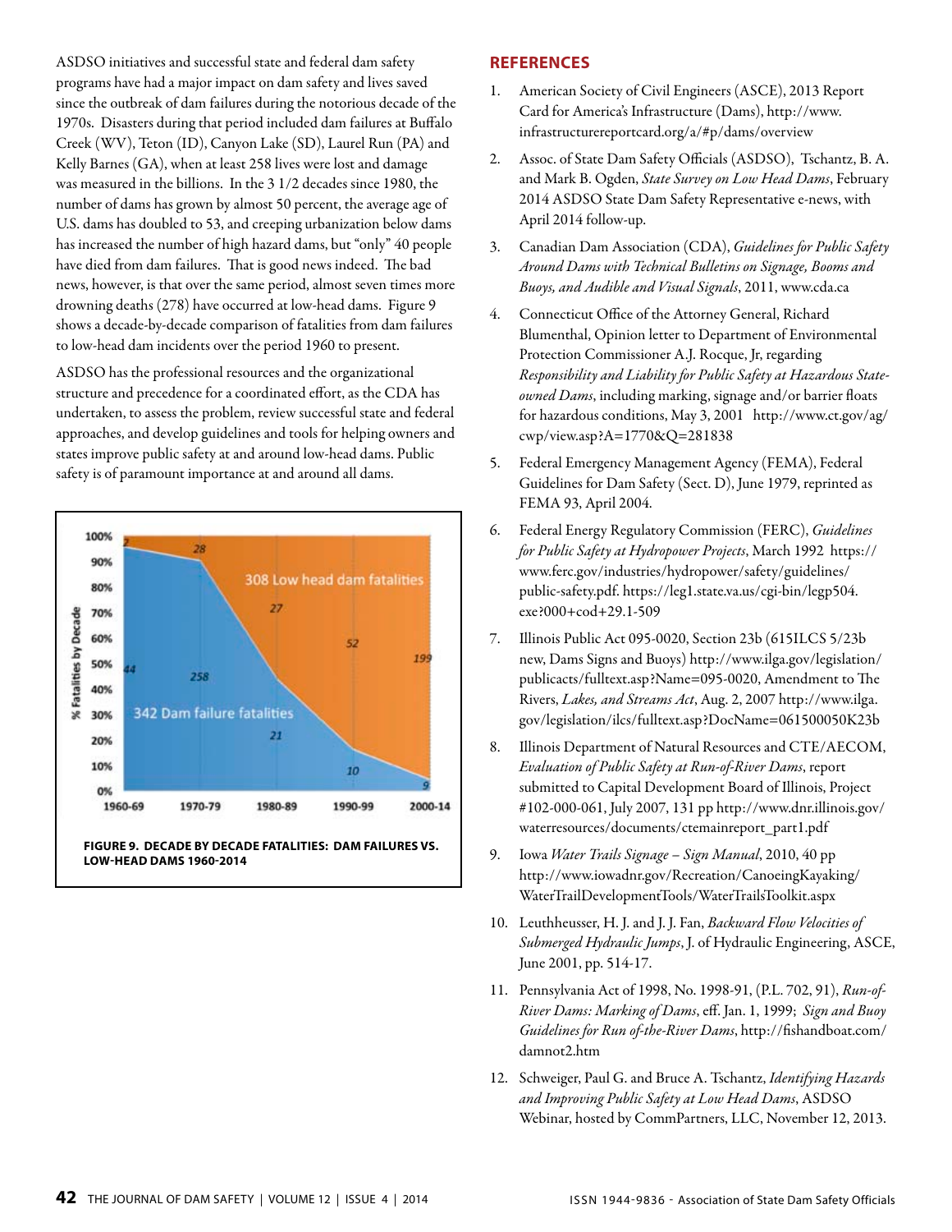ASDSO initiatives and successful state and federal dam safety programs have had a major impact on dam safety and lives saved since the outbreak of dam failures during the notorious decade of the 1970s. Disasters during that period included dam failures at Buffalo Creek (WV), Teton (ID), Canyon Lake (SD), Laurel Run (PA) and Kelly Barnes (GA), when at least 258 lives were lost and damage was measured in the billions. In the 3 1/2 decades since 1980, the number of dams has grown by almost 50 percent, the average age of U.S. dams has doubled to 53, and creeping urbanization below dams has increased the number of high hazard dams, but "only" 40 people have died from dam failures. That is good news indeed. The bad news, however, is that over the same period, almost seven times more drowning deaths (278) have occurred at low-head dams. Figure 9 shows a decade-by-decade comparison of fatalities from dam failures to low-head dam incidents over the period 1960 to present.

ASDSO has the professional resources and the organizational structure and precedence for a coordinated effort, as the CDA has undertaken, to assess the problem, review successful state and federal approaches, and develop guidelines and tools for helping owners and states improve public safety at and around low-head dams. Public safety is of paramount importance at and around all dams.

| Decade | Dam failure fatalities | Low head dam fatalities |
|---|---|---|
| 1960-69 | 44 | 2 |
| 1970-79 | 258 | 28 |
| 1980-89 | 21 | 27 |
| 1990-99 | 10 | 52 |
| 2000-14 | 9 | 199 |
| Total | 342 Dam failure fatalities | 308 Low head dam fatalities |

**FIGURE 9. DECADE BY DECADE FATALITIES: DAM FAILURES VS. LOW-HEAD DAMS 1960-2014**

## REFERENCES

1. American Society of Civil Engineers (ASCE), 2013 Report Card for America's Infrastructure (Dams), http://www.infrastructurereportcard.org/a/#p/dams/overview
2. Assoc. of State Dam Safety Officials (ASDSO), Tschantz, B. A. and Mark B. Ogden, *State Survey on Low Head Dams*, February 2014 ASDSO State Dam Safety Representative e-news, with April 2014 follow-up.
3. Canadian Dam Association (CDA), *Guidelines for Public Safety Around Dams with Technical Bulletins on Signage, Booms and Buoys, and Audible and Visual Signals*, 2011, www.cda.ca
4. Connecticut Office of the Attorney General, Richard Blumenthal, Opinion letter to Department of Environmental Protection Commissioner A.J. Rocque, Jr, regarding *Responsibility and Liability for Public Safety at Hazardous State-owned Dams*, including marking, signage and/or barrier floats for hazardous conditions, May 3, 2001 http://www.ct.gov/ag/cwp/view.asp?A=1770&Q=281838
5. Federal Emergency Management Agency (FEMA), Federal Guidelines for Dam Safety (Sect. D), June 1979, reprinted as FEMA 93, April 2004.
6. Federal Energy Regulatory Commission (FERC), *Guidelines for Public Safety at Hydropower Projects*, March 1992 https://www.ferc.gov/industries/hydropower/safety/guidelines/public-safety.pdf. https://leg1.state.va.us/cgi-bin/legp504.exe?000+cod+29.1-509
7. Illinois Public Act 095-0020, Section 23b (615ILCS 5/23b new, Dams Signs and Buoys) http://www.ilga.gov/legislation/publicacts/fulltext.asp?Name=095-0020, Amendment to The Rivers, *Lakes, and Streams Act*, Aug. 2, 2007 http://www.ilga.gov/legislation/ilcs/fulltext.asp?DocName=061500050K23b
8. Illinois Department of Natural Resources and CTE/AECOM, *Evaluation of Public Safety at Run-of-River Dams*, report submitted to Capital Development Board of Illinois, Project #102-000-061, July 2007, 131 pp http://www.dnr.illinois.gov/waterresources/documents/ctemainreport_part1.pdf
9. Iowa *Water Trails Signage – Sign Manual*, 2010, 40 pp http://www.iowadnr.gov/Recreation/CanoeingKayaking/WaterTrailDevelopmentTools/WaterTrailsToolkit.aspx
10. Leuthheusser, H. J. and J. J. Fan, *Backward Flow Velocities of Submerged Hydraulic Jumps*, J. of Hydraulic Engineering, ASCE, June 2001, pp. 514-17.
11. Pennsylvania Act of 1998, No. 1998-91, (P.L. 702, 91), *Run-of-River Dams: Marking of Dams*, eff. Jan. 1, 1999; *Sign and Buoy Guidelines for Run of-the-River Dams*, http://fishandboat.com/damnot2.htm
12. Schweiger, Paul G. and Bruce A. Tschantz, *Identifying Hazards and Improving Public Safety at Low Head Dams*, ASDSO Webinar, hosted by CommPartners, LLC, November 12, 2013.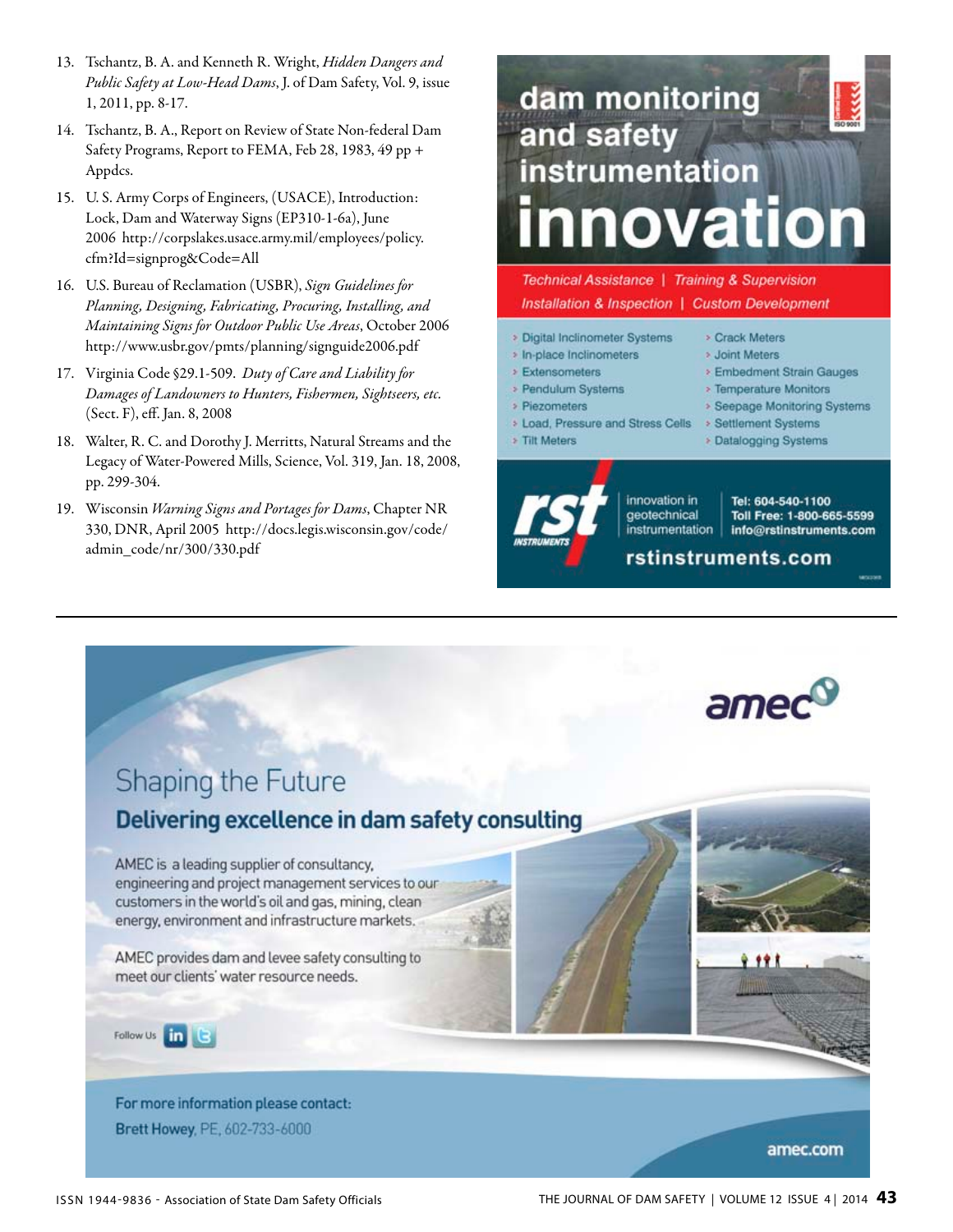13. Tschantz, B. A. and Kenneth R. Wright, *Hidden Dangers and Public Safety at Low-Head Dams*, J. of Dam Safety, Vol. 9, issue 1, 2011, pp. 8-17.

14. Tschantz, B. A., Report on Review of State Non-federal Dam Safety Programs, Report to FEMA, Feb 28, 1983, 49 pp + Appdcs.

15. U. S. Army Corps of Engineers, (USACE), Introduction: Lock, Dam and Waterway Signs (EP310-1-6a), June 2006 http://corpslakes.usace.army.mil/employees/policy.cfm?Id=signprog&Code=All

16. U.S. Bureau of Reclamation (USBR), *Sign Guidelines for Planning, Designing, Fabricating, Procuring, Installing, and Maintaining Signs for Outdoor Public Use Areas*, October 2006 http://www.usbr.gov/pmts/planning/signguide2006.pdf

17. Virginia Code §29.1-509. *Duty of Care and Liability for Damages of Landowners to Hunters, Fishermen, Sightseers, etc.* (Sect. F), eff. Jan. 8, 2008

18. Walter, R. C. and Dorothy J. Merritts, Natural Streams and the Legacy of Water-Powered Mills, Science, Vol. 319, Jan. 18, 2008, pp. 299-304.

19. Wisconsin *Warning Signs and Portages for Dams*, Chapter NR 330, DNR, April 2005 http://docs.legis.wisconsin.gov/code/admin_code/nr/300/330.pdf

# dam monitoring and safety instrumentation innovation

*Technical Assistance | Training & Supervision*
*Installation & Inspection | Custom Development*

- Digital Inclinometer Systems
- In-place Inclinometers
- Extensometers
- Pendulum Systems
- Piezometers
- Load, Pressure and Stress Cells
- Tilt Meters
- Crack Meters
- Joint Meters
- Embedment Strain Gauges
- Temperature Monitors
- Seepage Monitoring Systems
- Settlement Systems
- Datalogging Systems

rst INSTRUMENTS — innovation in geotechnical instrumentation

**Tel: 604-540-1100**
**Toll Free: 1-800-665-5599**
**info@rstinstruments.com**

**rstinstruments.com**

---

amec

## Shaping the Future

### Delivering excellence in dam safety consulting

AMEC is a leading supplier of consultancy, engineering and project management services to our customers in the world's oil and gas, mining, clean energy, environment and infrastructure markets.

AMEC provides dam and levee safety consulting to meet our clients' water resource needs.

Follow Us

For more information please contact:
**Brett Howey**, PE, 602-733-6000

amec.com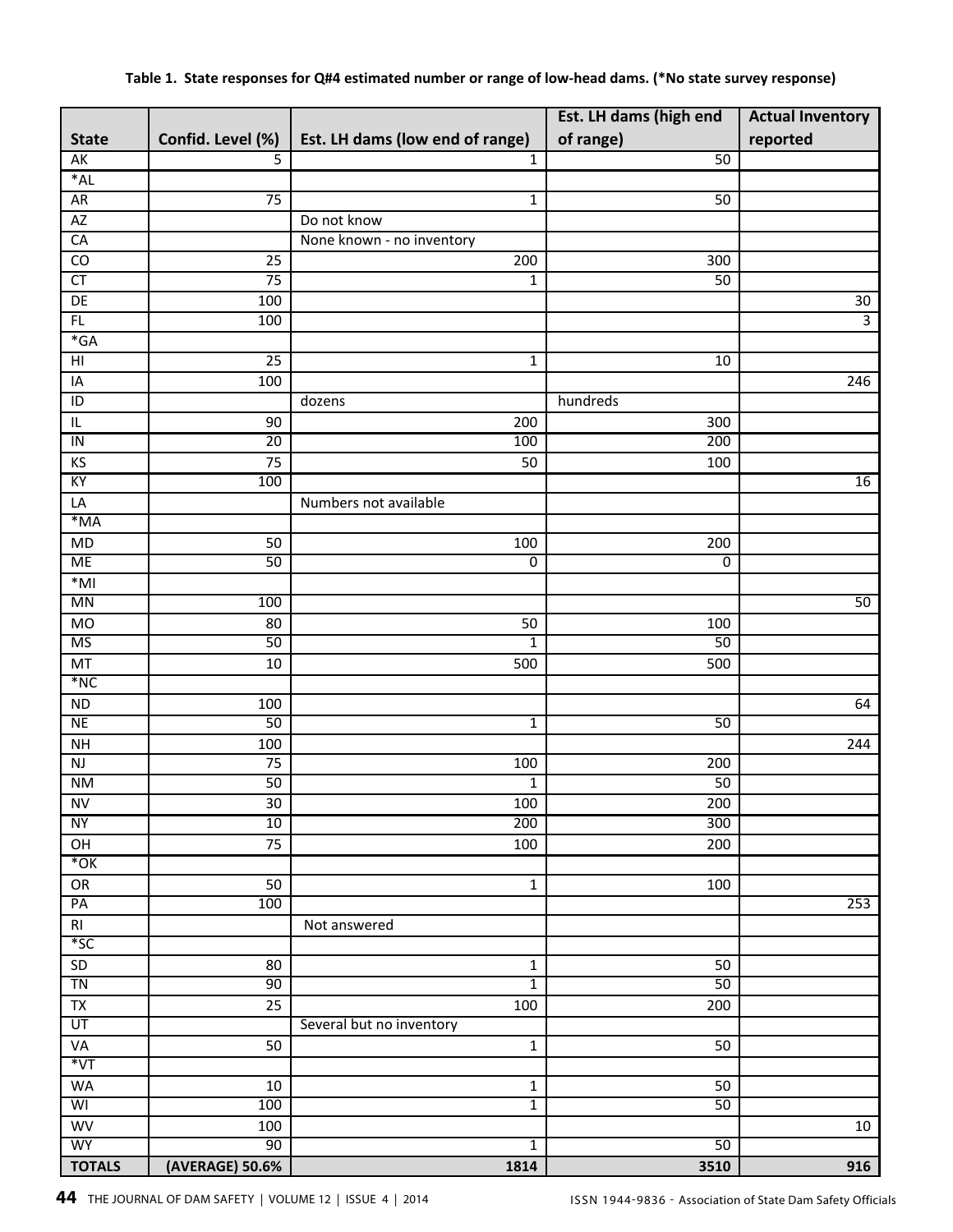**Table 1. State responses for Q#4 estimated number or range of low-head dams. (*No state survey response)**

| State | Confid. Level (%) | Est. LH dams (low end of range) | Est. LH dams (high end of range) | Actual Inventory reported |
|---|---|---|---|---|
| AK | 5 | 1 | 50 | |
| *AL | | | | |
| AR | 75 | 1 | 50 | |
| AZ | | Do not know | | |
| CA | | None known - no inventory | | |
| CO | 25 | 200 | 300 | |
| CT | 75 | 1 | 50 | |
| DE | 100 | | | 30 |
| FL | 100 | | | 3 |
| *GA | | | | |
| HI | 25 | 1 | 10 | |
| IA | 100 | | | 246 |
| ID | | dozens | hundreds | |
| IL | 90 | 200 | 300 | |
| IN | 20 | 100 | 200 | |
| KS | 75 | 50 | 100 | |
| KY | 100 | | | 16 |
| LA | | Numbers not available | | |
| *MA | | | | |
| MD | 50 | 100 | 200 | |
| ME | 50 | 0 | 0 | |
| *MI | | | | |
| MN | 100 | | | 50 |
| MO | 80 | 50 | 100 | |
| MS | 50 | 1 | 50 | |
| MT | 10 | 500 | 500 | |
| *NC | | | | |
| ND | 100 | | | 64 |
| NE | 50 | 1 | 50 | |
| NH | 100 | | | 244 |
| NJ | 75 | 100 | 200 | |
| NM | 50 | 1 | 50 | |
| NV | 30 | 100 | 200 | |
| NY | 10 | 200 | 300 | |
| OH | 75 | 100 | 200 | |
| *OK | | | | |
| OR | 50 | 1 | 100 | |
| PA | 100 | | | 253 |
| RI | | Not answered | | |
| *SC | | | | |
| SD | 80 | 1 | 50 | |
| TN | 90 | 1 | 50 | |
| TX | 25 | 100 | 200 | |
| UT | | Several but no inventory | | |
| VA | 50 | 1 | 50 | |
| *VT | | | | |
| WA | 10 | 1 | 50 | |
| WI | 100 | 1 | 50 | |
| WV | 100 | | | 10 |
| WY | 90 | 1 | 50 | |
| **TOTALS** | **(AVERAGE) 50.6%** | **1814** | **3510** | **916** |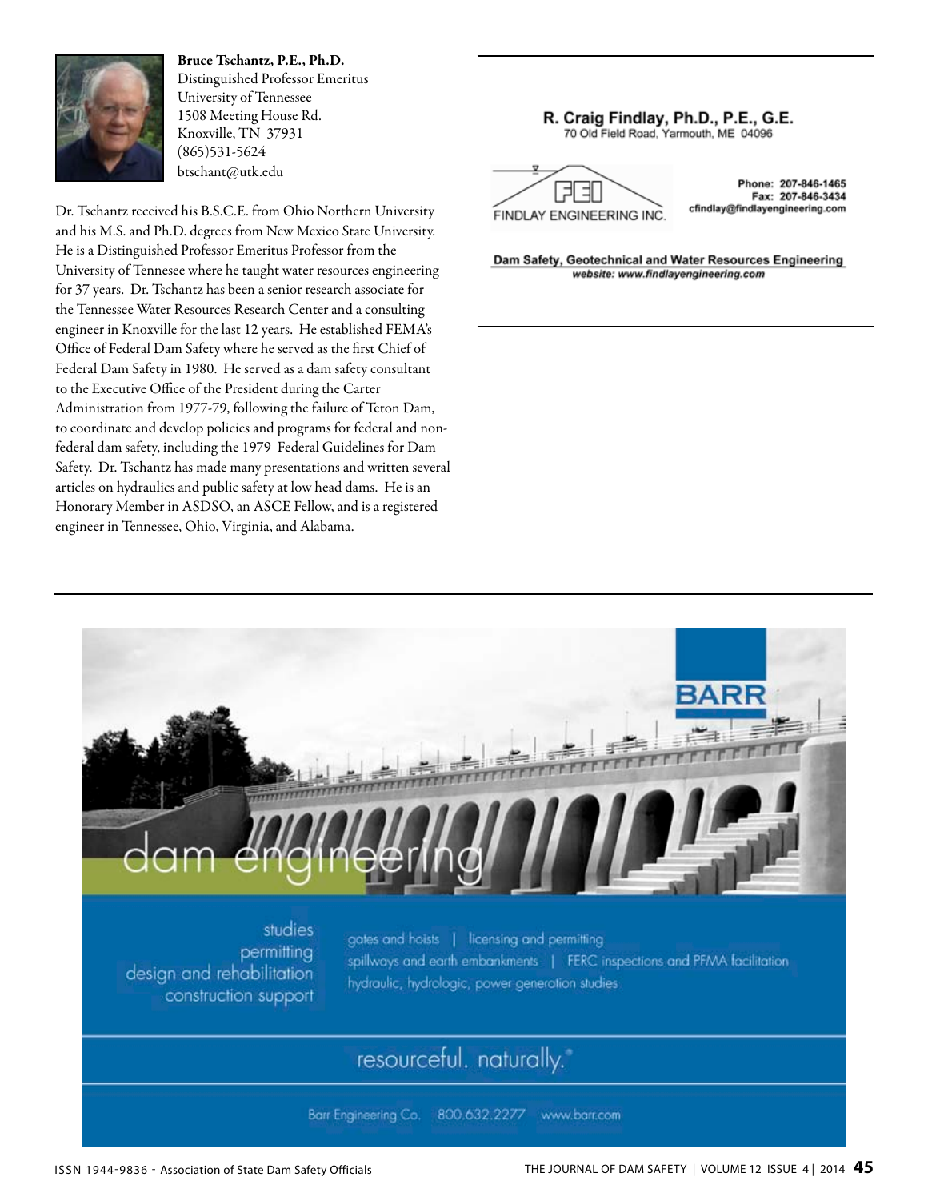**Bruce Tschantz, P.E., Ph.D.**
Distinguished Professor Emeritus
University of Tennessee
1508 Meeting House Rd.
Knoxville, TN 37931
(865)531-5624
btschant@utk.edu

Dr. Tschantz received his B.S.C.E. from Ohio Northern University and his M.S. and Ph.D. degrees from New Mexico State University. He is a Distinguished Professor Emeritus Professor from the University of Tenesee where he taught water resources engineering for 37 years. Dr. Tschantz has been a senior research associate for the Tennessee Water Resources Research Center and a consulting engineer in Knoxville for the last 12 years. He established FEMA's Office of Federal Dam Safety where he served as the first Chief of Federal Dam Safety in 1980. He served as a dam safety consultant to the Executive Office of the President during the Carter Administration from 1977-79, following the failure of Teton Dam, to coordinate and develop policies and programs for federal and non-federal dam safety, including the 1979 Federal Guidelines for Dam Safety. Dr. Tschantz has made many presentations and written several articles on hydraulics and public safety at low head dams. He is an Honorary Member in ASDSO, an ASCE Fellow, and is a registered engineer in Tennessee, Ohio, Virginia, and Alabama.

**R. Craig Findlay, Ph.D., P.E., G.E.**
70 Old Field Road, Yarmouth, ME 04096

FEI
FINDLAY ENGINEERING INC.

Phone: 207-846-1465
Fax: 207-846-3434
cfindlay@findlayengineering.com

Dam Safety, Geotechnical and Water Resources Engineering
*website: www.findlayengineering.com*

BARR

dam engineering

studies
permitting
design and rehabilitation
construction support

gates and hoists | licensing and permitting
spillways and earth embankments | FERC inspections and PFMA facilitation
hydraulic, hydrologic, power generation studies

resourceful. naturally.®

Barr Engineering Co. 800.632.2277 www.barr.com